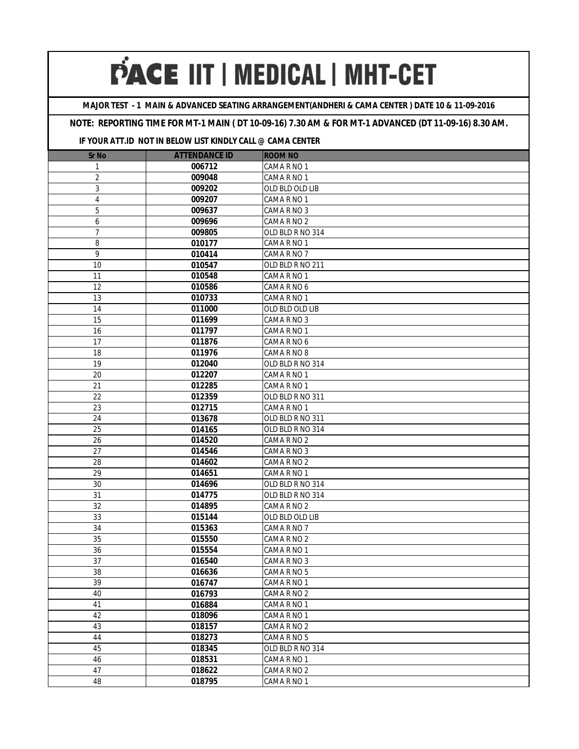# PACE IIT | MEDICAL | MHT-CET

**MAJOR TEST - 1 MAIN & ADVANCED SEATING ARRANGEMENT(ANDHERI & CAMA CENTER ) DATE 10 & 11-09-2016**

**NOTE: REPORTING TIME FOR MT-1 MAIN ( DT 10-09-16) 7.30 AM & FOR MT-1 ADVANCED (DT 11-09-16) 8.30 AM.**

**IF YOUR ATT.ID NOT IN BELOW LIST KINDLY CALL @ CAMA CENTER**

| Sr No | ATTENDANCE ID | ROOM NO |
|---|---|---|
| 1 | **006712** | CAMA R NO 1 |
| 2 | **009048** | CAMA R NO 1 |
| 3 | **009202** | OLD BLD OLD LIB |
| 4 | **009207** | CAMA R NO 1 |
| 5 | **009637** | CAMA R NO 3 |
| 6 | **009696** | CAMA R NO 2 |
| 7 | **009805** | OLD BLD R NO 314 |
| 8 | **010177** | CAMA R NO 1 |
| 9 | **010414** | CAMA R NO 7 |
| 10 | **010547** | OLD BLD R NO 211 |
| 11 | **010548** | CAMA R NO 1 |
| 12 | **010586** | CAMA R NO 6 |
| 13 | **010733** | CAMA R NO 1 |
| 14 | **011000** | OLD BLD OLD LIB |
| 15 | **011699** | CAMA R NO 3 |
| 16 | **011797** | CAMA R NO 1 |
| 17 | **011876** | CAMA R NO 6 |
| 18 | **011976** | CAMA R NO 8 |
| 19 | **012040** | OLD BLD R NO 314 |
| 20 | **012207** | CAMA R NO 1 |
| 21 | **012285** | CAMA R NO 1 |
| 22 | **012359** | OLD BLD R NO 311 |
| 23 | **012715** | CAMA R NO 1 |
| 24 | **013678** | OLD BLD R NO 311 |
| 25 | **014165** | OLD BLD R NO 314 |
| 26 | **014520** | CAMA R NO 2 |
| 27 | **014546** | CAMA R NO 3 |
| 28 | **014602** | CAMA R NO 2 |
| 29 | **014651** | CAMA R NO 1 |
| 30 | **014696** | OLD BLD R NO 314 |
| 31 | **014775** | OLD BLD R NO 314 |
| 32 | **014895** | CAMA R NO 2 |
| 33 | **015144** | OLD BLD OLD LIB |
| 34 | **015363** | CAMA R NO 7 |
| 35 | **015550** | CAMA R NO 2 |
| 36 | **015554** | CAMA R NO 1 |
| 37 | **016540** | CAMA R NO 3 |
| 38 | **016636** | CAMA R NO 5 |
| 39 | **016747** | CAMA R NO 1 |
| 40 | **016793** | CAMA R NO 2 |
| 41 | **016884** | CAMA R NO 1 |
| 42 | **018096** | CAMA R NO 1 |
| 43 | **018157** | CAMA R NO 2 |
| 44 | **018273** | CAMA R NO 5 |
| 45 | **018345** | OLD BLD R NO 314 |
| 46 | **018531** | CAMA R NO 1 |
| 47 | **018622** | CAMA R NO 2 |
| 48 | **018795** | CAMA R NO 1 |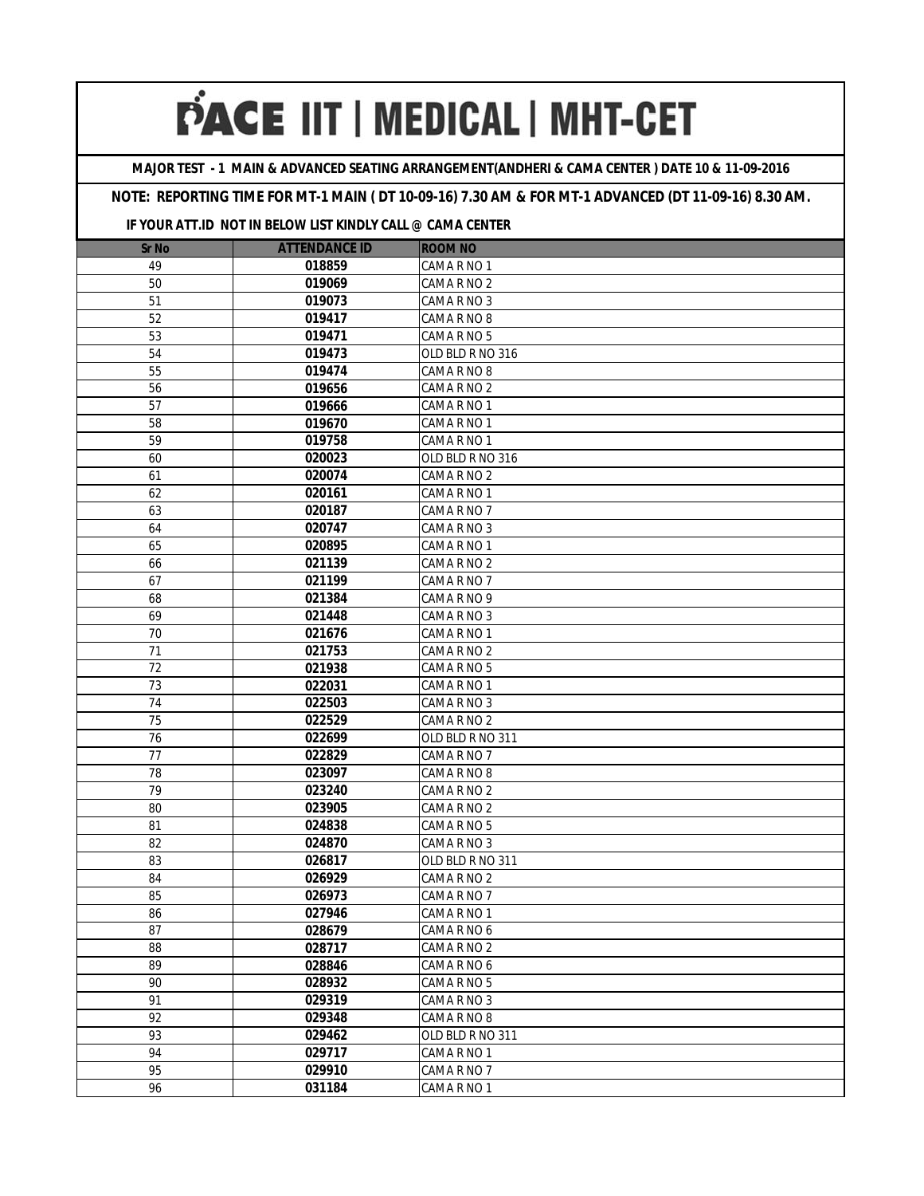# PACE IIT | MEDICAL | MHT-CET

**MAJOR TEST - 1 MAIN & ADVANCED SEATING ARRANGEMENT(ANDHERI & CAMA CENTER ) DATE 10 & 11-09-2016**

**NOTE: REPORTING TIME FOR MT-1 MAIN ( DT 10-09-16) 7.30 AM & FOR MT-1 ADVANCED (DT 11-09-16) 8.30 AM.**

**IF YOUR ATT.ID NOT IN BELOW LIST KINDLY CALL @ CAMA CENTER**

| Sr No | ATTENDANCE ID | ROOM NO |
|---|---|---|
| 49 | 018859 | CAMA R NO 1 |
| 50 | 019069 | CAMA R NO 2 |
| 51 | 019073 | CAMA R NO 3 |
| 52 | 019417 | CAMA R NO 8 |
| 53 | 019471 | CAMA R NO 5 |
| 54 | 019473 | OLD BLD R NO 316 |
| 55 | 019474 | CAMA R NO 8 |
| 56 | 019656 | CAMA R NO 2 |
| 57 | 019666 | CAMA R NO 1 |
| 58 | 019670 | CAMA R NO 1 |
| 59 | 019758 | CAMA R NO 1 |
| 60 | 020023 | OLD BLD R NO 316 |
| 61 | 020074 | CAMA R NO 2 |
| 62 | 020161 | CAMA R NO 1 |
| 63 | 020187 | CAMA R NO 7 |
| 64 | 020747 | CAMA R NO 3 |
| 65 | 020895 | CAMA R NO 1 |
| 66 | 021139 | CAMA R NO 2 |
| 67 | 021199 | CAMA R NO 7 |
| 68 | 021384 | CAMA R NO 9 |
| 69 | 021448 | CAMA R NO 3 |
| 70 | 021676 | CAMA R NO 1 |
| 71 | 021753 | CAMA R NO 2 |
| 72 | 021938 | CAMA R NO 5 |
| 73 | 022031 | CAMA R NO 1 |
| 74 | 022503 | CAMA R NO 3 |
| 75 | 022529 | CAMA R NO 2 |
| 76 | 022699 | OLD BLD R NO 311 |
| 77 | 022829 | CAMA R NO 7 |
| 78 | 023097 | CAMA R NO 8 |
| 79 | 023240 | CAMA R NO 2 |
| 80 | 023905 | CAMA R NO 2 |
| 81 | 024838 | CAMA R NO 5 |
| 82 | 024870 | CAMA R NO 3 |
| 83 | 026817 | OLD BLD R NO 311 |
| 84 | 026929 | CAMA R NO 2 |
| 85 | 026973 | CAMA R NO 7 |
| 86 | 027946 | CAMA R NO 1 |
| 87 | 028679 | CAMA R NO 6 |
| 88 | 028717 | CAMA R NO 2 |
| 89 | 028846 | CAMA R NO 6 |
| 90 | 028932 | CAMA R NO 5 |
| 91 | 029319 | CAMA R NO 3 |
| 92 | 029348 | CAMA R NO 8 |
| 93 | 029462 | OLD BLD R NO 311 |
| 94 | 029717 | CAMA R NO 1 |
| 95 | 029910 | CAMA R NO 7 |
| 96 | 031184 | CAMA R NO 1 |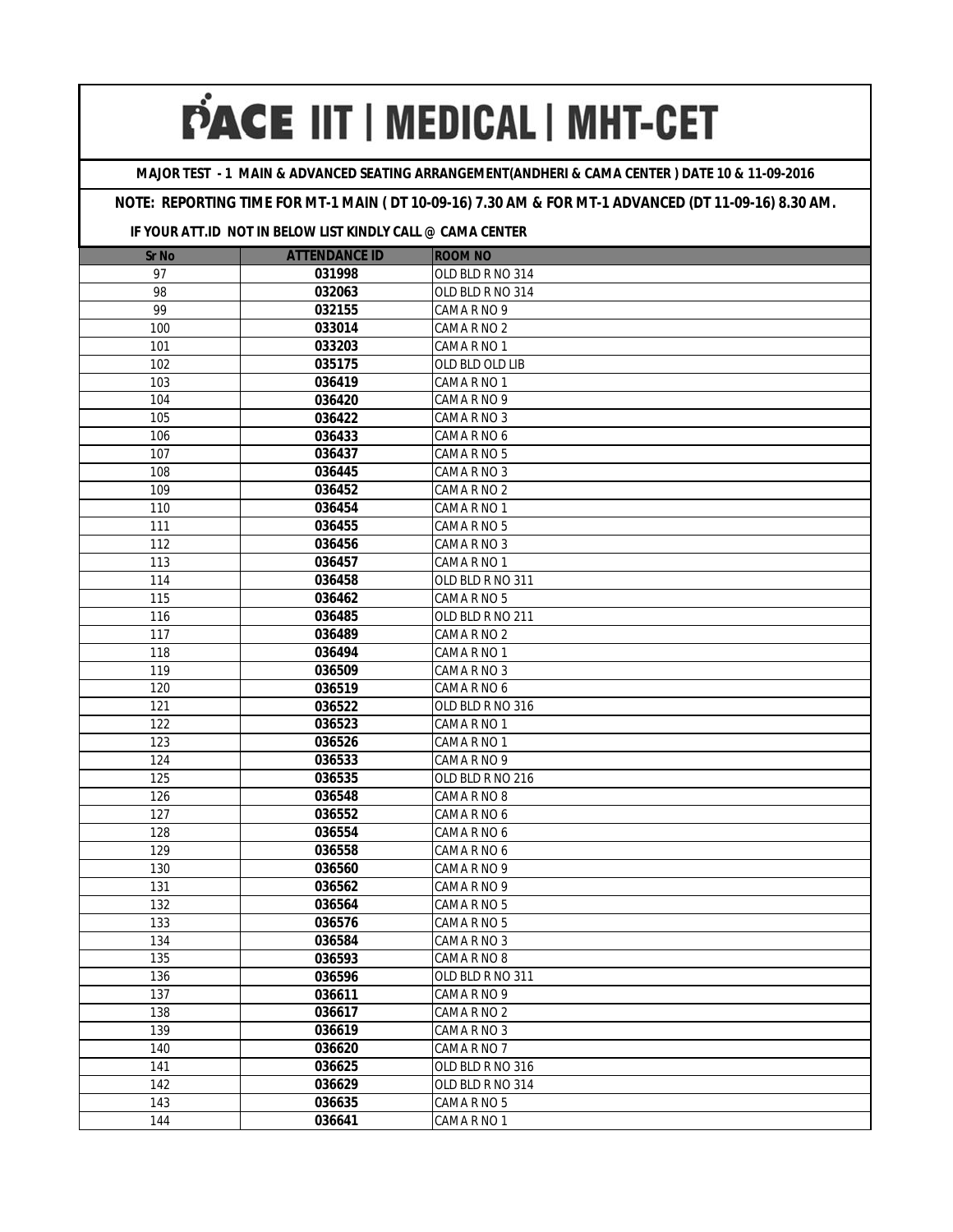# PACE IIT | MEDICAL | MHT-CET

**MAJOR TEST - 1 MAIN & ADVANCED SEATING ARRANGEMENT(ANDHERI & CAMA CENTER ) DATE 10 & 11-09-2016**

**NOTE: REPORTING TIME FOR MT-1 MAIN ( DT 10-09-16) 7.30 AM & FOR MT-1 ADVANCED (DT 11-09-16) 8.30 AM.**

**IF YOUR ATT.ID NOT IN BELOW LIST KINDLY CALL @ CAMA CENTER**

| Sr No | ATTENDANCE ID | ROOM NO |
|---|---|---|
| 97 | **031998** | OLD BLD R NO 314 |
| 98 | **032063** | OLD BLD R NO 314 |
| 99 | **032155** | CAMA R NO 9 |
| 100 | **033014** | CAMA R NO 2 |
| 101 | **033203** | CAMA R NO 1 |
| 102 | **035175** | OLD BLD OLD LIB |
| 103 | **036419** | CAMA R NO 1 |
| 104 | **036420** | CAMA R NO 9 |
| 105 | **036422** | CAMA R NO 3 |
| 106 | **036433** | CAMA R NO 6 |
| 107 | **036437** | CAMA R NO 5 |
| 108 | **036445** | CAMA R NO 3 |
| 109 | **036452** | CAMA R NO 2 |
| 110 | **036454** | CAMA R NO 1 |
| 111 | **036455** | CAMA R NO 5 |
| 112 | **036456** | CAMA R NO 3 |
| 113 | **036457** | CAMA R NO 1 |
| 114 | **036458** | OLD BLD R NO 311 |
| 115 | **036462** | CAMA R NO 5 |
| 116 | **036485** | OLD BLD R NO 211 |
| 117 | **036489** | CAMA R NO 2 |
| 118 | **036494** | CAMA R NO 1 |
| 119 | **036509** | CAMA R NO 3 |
| 120 | **036519** | CAMA R NO 6 |
| 121 | **036522** | OLD BLD R NO 316 |
| 122 | **036523** | CAMA R NO 1 |
| 123 | **036526** | CAMA R NO 1 |
| 124 | **036533** | CAMA R NO 9 |
| 125 | **036535** | OLD BLD R NO 216 |
| 126 | **036548** | CAMA R NO 8 |
| 127 | **036552** | CAMA R NO 6 |
| 128 | **036554** | CAMA R NO 6 |
| 129 | **036558** | CAMA R NO 6 |
| 130 | **036560** | CAMA R NO 9 |
| 131 | **036562** | CAMA R NO 9 |
| 132 | **036564** | CAMA R NO 5 |
| 133 | **036576** | CAMA R NO 5 |
| 134 | **036584** | CAMA R NO 3 |
| 135 | **036593** | CAMA R NO 8 |
| 136 | **036596** | OLD BLD R NO 311 |
| 137 | **036611** | CAMA R NO 9 |
| 138 | **036617** | CAMA R NO 2 |
| 139 | **036619** | CAMA R NO 3 |
| 140 | **036620** | CAMA R NO 7 |
| 141 | **036625** | OLD BLD R NO 316 |
| 142 | **036629** | OLD BLD R NO 314 |
| 143 | **036635** | CAMA R NO 5 |
| 144 | **036641** | CAMA R NO 1 |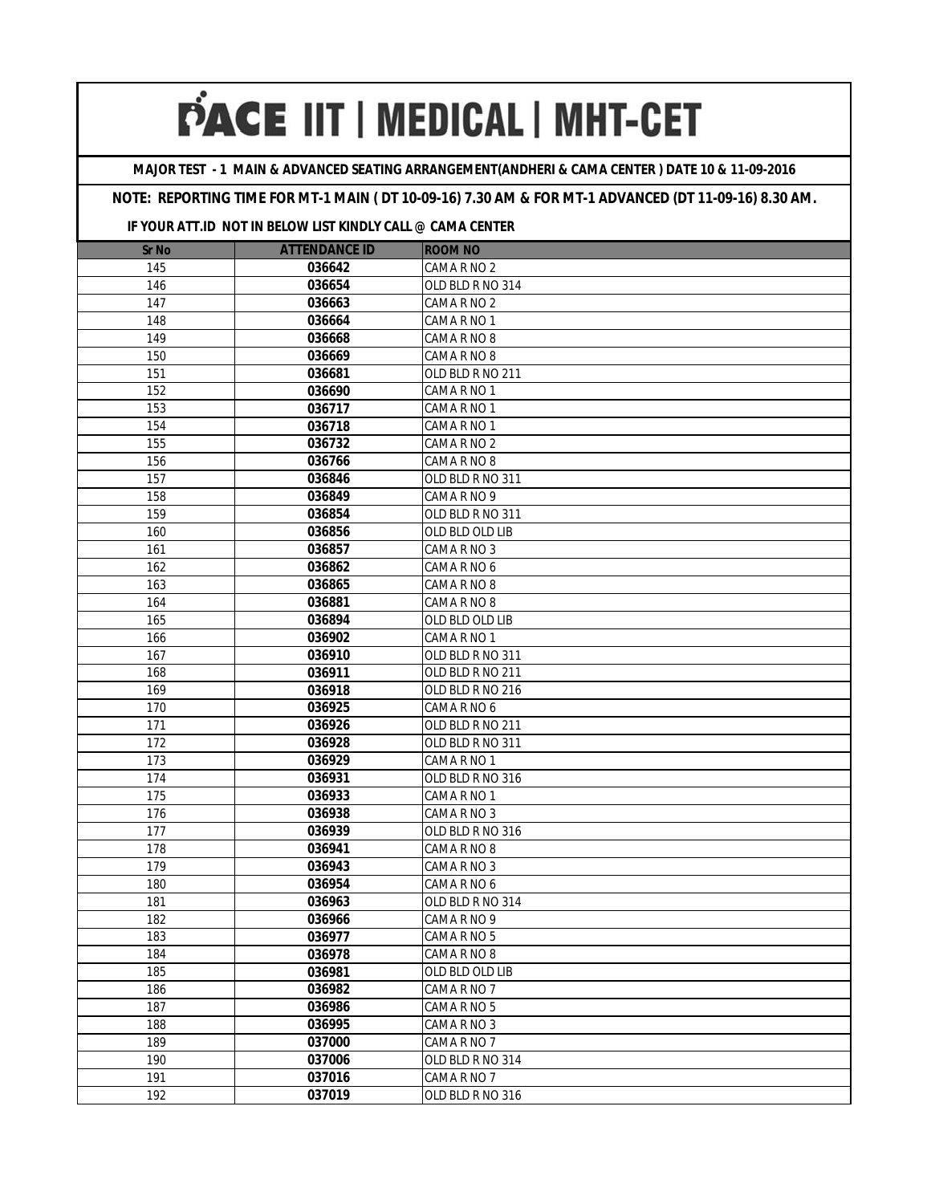# PACE IIT | MEDICAL | MHT-CET

**MAJOR TEST - 1 MAIN & ADVANCED SEATING ARRANGEMENT(ANDHERI & CAMA CENTER ) DATE 10 & 11-09-2016**

**NOTE: REPORTING TIME FOR MT-1 MAIN ( DT 10-09-16) 7.30 AM & FOR MT-1 ADVANCED (DT 11-09-16) 8.30 AM.**

**IF YOUR ATT.ID NOT IN BELOW LIST KINDLY CALL @ CAMA CENTER**

| Sr No | ATTENDANCE ID | ROOM NO |
|---|---|---|
| 145 | **036642** | CAMA R NO 2 |
| 146 | **036654** | OLD BLD R NO 314 |
| 147 | **036663** | CAMA R NO 2 |
| 148 | **036664** | CAMA R NO 1 |
| 149 | **036668** | CAMA R NO 8 |
| 150 | **036669** | CAMA R NO 8 |
| 151 | **036681** | OLD BLD R NO 211 |
| 152 | **036690** | CAMA R NO 1 |
| 153 | **036717** | CAMA R NO 1 |
| 154 | **036718** | CAMA R NO 1 |
| 155 | **036732** | CAMA R NO 2 |
| 156 | **036766** | CAMA R NO 8 |
| 157 | **036846** | OLD BLD R NO 311 |
| 158 | **036849** | CAMA R NO 9 |
| 159 | **036854** | OLD BLD R NO 311 |
| 160 | **036856** | OLD BLD OLD LIB |
| 161 | **036857** | CAMA R NO 3 |
| 162 | **036862** | CAMA R NO 6 |
| 163 | **036865** | CAMA R NO 8 |
| 164 | **036881** | CAMA R NO 8 |
| 165 | **036894** | OLD BLD OLD LIB |
| 166 | **036902** | CAMA R NO 1 |
| 167 | **036910** | OLD BLD R NO 311 |
| 168 | **036911** | OLD BLD R NO 211 |
| 169 | **036918** | OLD BLD R NO 216 |
| 170 | **036925** | CAMA R NO 6 |
| 171 | **036926** | OLD BLD R NO 211 |
| 172 | **036928** | OLD BLD R NO 311 |
| 173 | **036929** | CAMA R NO 1 |
| 174 | **036931** | OLD BLD R NO 316 |
| 175 | **036933** | CAMA R NO 1 |
| 176 | **036938** | CAMA R NO 3 |
| 177 | **036939** | OLD BLD R NO 316 |
| 178 | **036941** | CAMA R NO 8 |
| 179 | **036943** | CAMA R NO 3 |
| 180 | **036954** | CAMA R NO 6 |
| 181 | **036963** | OLD BLD R NO 314 |
| 182 | **036966** | CAMA R NO 9 |
| 183 | **036977** | CAMA R NO 5 |
| 184 | **036978** | CAMA R NO 8 |
| 185 | **036981** | OLD BLD OLD LIB |
| 186 | **036982** | CAMA R NO 7 |
| 187 | **036986** | CAMA R NO 5 |
| 188 | **036995** | CAMA R NO 3 |
| 189 | **037000** | CAMA R NO 7 |
| 190 | **037006** | OLD BLD R NO 314 |
| 191 | **037016** | CAMA R NO 7 |
| 192 | **037019** | OLD BLD R NO 316 |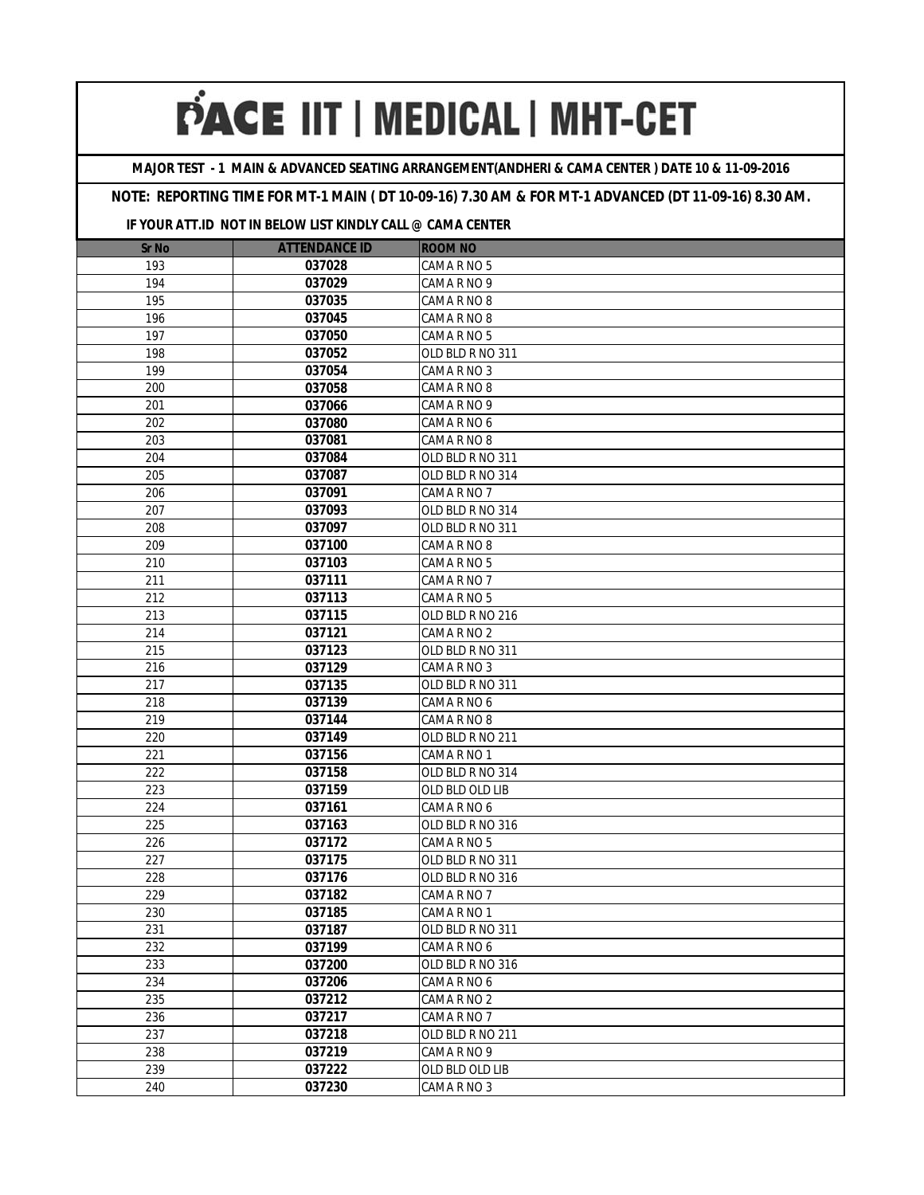# PACE IIT | MEDICAL | MHT-CET

**MAJOR TEST - 1 MAIN & ADVANCED SEATING ARRANGEMENT(ANDHERI & CAMA CENTER ) DATE 10 & 11-09-2016**

**NOTE: REPORTING TIME FOR MT-1 MAIN ( DT 10-09-16) 7.30 AM & FOR MT-1 ADVANCED (DT 11-09-16) 8.30 AM.**

**IF YOUR ATT.ID NOT IN BELOW LIST KINDLY CALL @ CAMA CENTER**

| Sr No | ATTENDANCE ID | ROOM NO |
|---|---|---|
| 193 | **037028** | CAMA R NO 5 |
| 194 | **037029** | CAMA R NO 9 |
| 195 | **037035** | CAMA R NO 8 |
| 196 | **037045** | CAMA R NO 8 |
| 197 | **037050** | CAMA R NO 5 |
| 198 | **037052** | OLD BLD R NO 311 |
| 199 | **037054** | CAMA R NO 3 |
| 200 | **037058** | CAMA R NO 8 |
| 201 | **037066** | CAMA R NO 9 |
| 202 | **037080** | CAMA R NO 6 |
| 203 | **037081** | CAMA R NO 8 |
| 204 | **037084** | OLD BLD R NO 311 |
| 205 | **037087** | OLD BLD R NO 314 |
| 206 | **037091** | CAMA R NO 7 |
| 207 | **037093** | OLD BLD R NO 314 |
| 208 | **037097** | OLD BLD R NO 311 |
| 209 | **037100** | CAMA R NO 8 |
| 210 | **037103** | CAMA R NO 5 |
| 211 | **037111** | CAMA R NO 7 |
| 212 | **037113** | CAMA R NO 5 |
| 213 | **037115** | OLD BLD R NO 216 |
| 214 | **037121** | CAMA R NO 2 |
| 215 | **037123** | OLD BLD R NO 311 |
| 216 | **037129** | CAMA R NO 3 |
| 217 | **037135** | OLD BLD R NO 311 |
| 218 | **037139** | CAMA R NO 6 |
| 219 | **037144** | CAMA R NO 8 |
| 220 | **037149** | OLD BLD R NO 211 |
| 221 | **037156** | CAMA R NO 1 |
| 222 | **037158** | OLD BLD R NO 314 |
| 223 | **037159** | OLD BLD OLD LIB |
| 224 | **037161** | CAMA R NO 6 |
| 225 | **037163** | OLD BLD R NO 316 |
| 226 | **037172** | CAMA R NO 5 |
| 227 | **037175** | OLD BLD R NO 311 |
| 228 | **037176** | OLD BLD R NO 316 |
| 229 | **037182** | CAMA R NO 7 |
| 230 | **037185** | CAMA R NO 1 |
| 231 | **037187** | OLD BLD R NO 311 |
| 232 | **037199** | CAMA R NO 6 |
| 233 | **037200** | OLD BLD R NO 316 |
| 234 | **037206** | CAMA R NO 6 |
| 235 | **037212** | CAMA R NO 2 |
| 236 | **037217** | CAMA R NO 7 |
| 237 | **037218** | OLD BLD R NO 211 |
| 238 | **037219** | CAMA R NO 9 |
| 239 | **037222** | OLD BLD OLD LIB |
| 240 | **037230** | CAMA R NO 3 |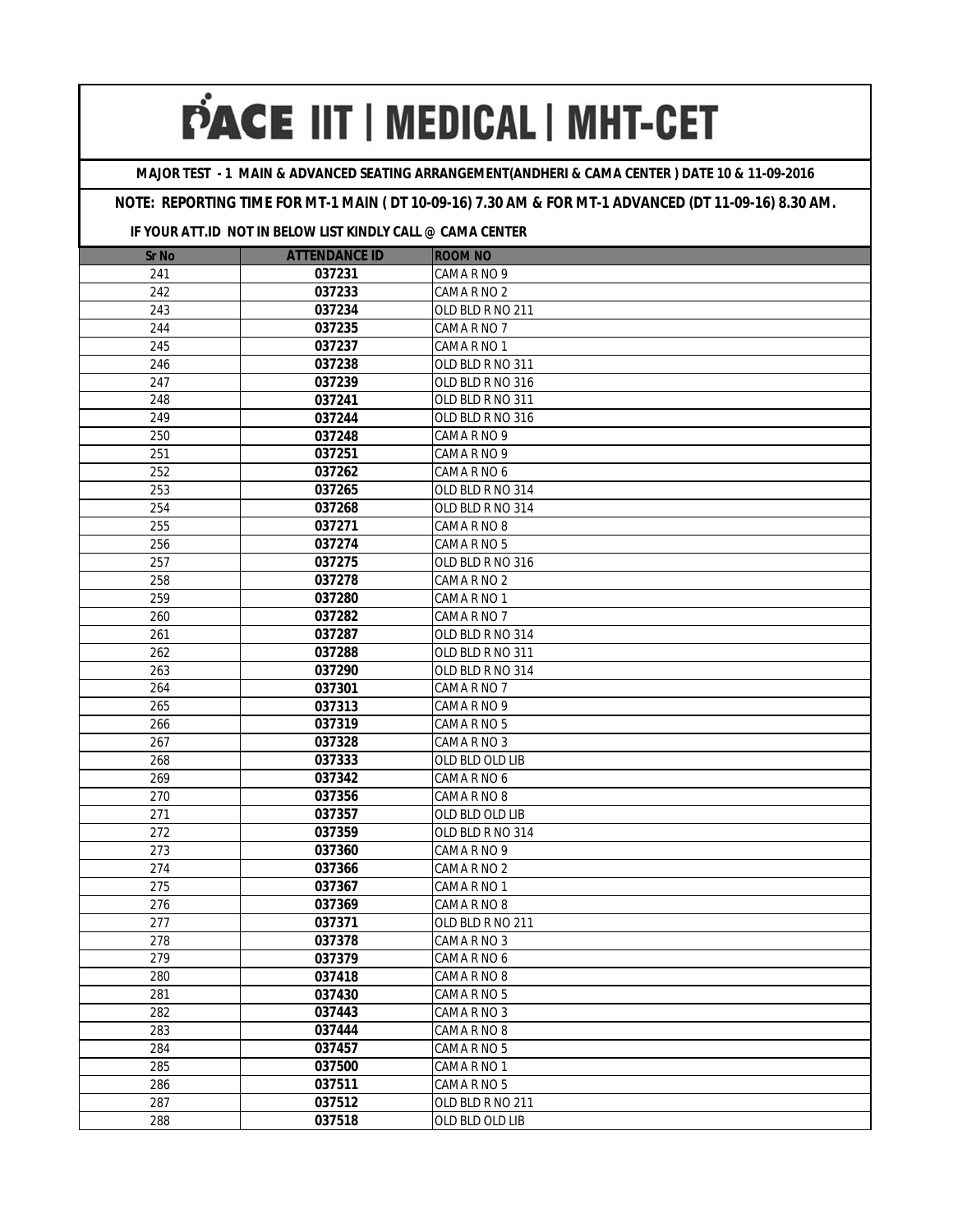# PACE IIT | MEDICAL | MHT-CET

**MAJOR TEST - 1 MAIN & ADVANCED SEATING ARRANGEMENT(ANDHERI & CAMA CENTER ) DATE 10 & 11-09-2016**

**NOTE: REPORTING TIME FOR MT-1 MAIN ( DT 10-09-16) 7.30 AM & FOR MT-1 ADVANCED (DT 11-09-16) 8.30 AM.**

**IF YOUR ATT.ID NOT IN BELOW LIST KINDLY CALL @ CAMA CENTER**

| Sr No | ATTENDANCE ID | ROOM NO |
|---|---|---|
| 241 | 037231 | CAMA R NO 9 |
| 242 | 037233 | CAMA R NO 2 |
| 243 | 037234 | OLD BLD R NO 211 |
| 244 | 037235 | CAMA R NO 7 |
| 245 | 037237 | CAMA R NO 1 |
| 246 | 037238 | OLD BLD R NO 311 |
| 247 | 037239 | OLD BLD R NO 316 |
| 248 | 037241 | OLD BLD R NO 311 |
| 249 | 037244 | OLD BLD R NO 316 |
| 250 | 037248 | CAMA R NO 9 |
| 251 | 037251 | CAMA R NO 9 |
| 252 | 037262 | CAMA R NO 6 |
| 253 | 037265 | OLD BLD R NO 314 |
| 254 | 037268 | OLD BLD R NO 314 |
| 255 | 037271 | CAMA R NO 8 |
| 256 | 037274 | CAMA R NO 5 |
| 257 | 037275 | OLD BLD R NO 316 |
| 258 | 037278 | CAMA R NO 2 |
| 259 | 037280 | CAMA R NO 1 |
| 260 | 037282 | CAMA R NO 7 |
| 261 | 037287 | OLD BLD R NO 314 |
| 262 | 037288 | OLD BLD R NO 311 |
| 263 | 037290 | OLD BLD R NO 314 |
| 264 | 037301 | CAMA R NO 7 |
| 265 | 037313 | CAMA R NO 9 |
| 266 | 037319 | CAMA R NO 5 |
| 267 | 037328 | CAMA R NO 3 |
| 268 | 037333 | OLD BLD OLD LIB |
| 269 | 037342 | CAMA R NO 6 |
| 270 | 037356 | CAMA R NO 8 |
| 271 | 037357 | OLD BLD OLD LIB |
| 272 | 037359 | OLD BLD R NO 314 |
| 273 | 037360 | CAMA R NO 9 |
| 274 | 037366 | CAMA R NO 2 |
| 275 | 037367 | CAMA R NO 1 |
| 276 | 037369 | CAMA R NO 8 |
| 277 | 037371 | OLD BLD R NO 211 |
| 278 | 037378 | CAMA R NO 3 |
| 279 | 037379 | CAMA R NO 6 |
| 280 | 037418 | CAMA R NO 8 |
| 281 | 037430 | CAMA R NO 5 |
| 282 | 037443 | CAMA R NO 3 |
| 283 | 037444 | CAMA R NO 8 |
| 284 | 037457 | CAMA R NO 5 |
| 285 | 037500 | CAMA R NO 1 |
| 286 | 037511 | CAMA R NO 5 |
| 287 | 037512 | OLD BLD R NO 211 |
| 288 | 037518 | OLD BLD OLD LIB |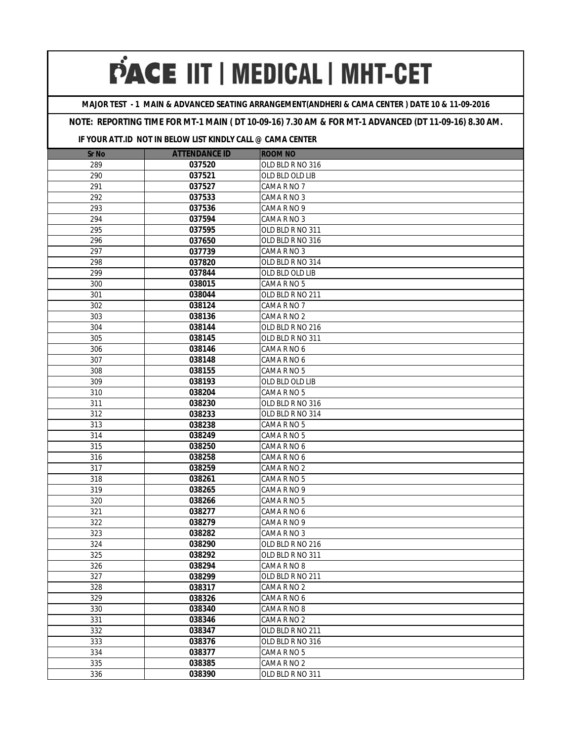# PACE IIT | MEDICAL | MHT-CET

**MAJOR TEST - 1 MAIN & ADVANCED SEATING ARRANGEMENT(ANDHERI & CAMA CENTER ) DATE 10 & 11-09-2016**

**NOTE: REPORTING TIME FOR MT-1 MAIN ( DT 10-09-16) 7.30 AM & FOR MT-1 ADVANCED (DT 11-09-16) 8.30 AM.**

**IF YOUR ATT.ID NOT IN BELOW LIST KINDLY CALL @ CAMA CENTER**

| Sr No | ATTENDANCE ID | ROOM NO |
|---|---|---|
| 289 | 037520 | OLD BLD R NO 316 |
| 290 | 037521 | OLD BLD OLD LIB |
| 291 | 037527 | CAMA R NO 7 |
| 292 | 037533 | CAMA R NO 3 |
| 293 | 037536 | CAMA R NO 9 |
| 294 | 037594 | CAMA R NO 3 |
| 295 | 037595 | OLD BLD R NO 311 |
| 296 | 037650 | OLD BLD R NO 316 |
| 297 | 037739 | CAMA R NO 3 |
| 298 | 037820 | OLD BLD R NO 314 |
| 299 | 037844 | OLD BLD OLD LIB |
| 300 | 038015 | CAMA R NO 5 |
| 301 | 038044 | OLD BLD R NO 211 |
| 302 | 038124 | CAMA R NO 7 |
| 303 | 038136 | CAMA R NO 2 |
| 304 | 038144 | OLD BLD R NO 216 |
| 305 | 038145 | OLD BLD R NO 311 |
| 306 | 038146 | CAMA R NO 6 |
| 307 | 038148 | CAMA R NO 6 |
| 308 | 038155 | CAMA R NO 5 |
| 309 | 038193 | OLD BLD OLD LIB |
| 310 | 038204 | CAMA R NO 5 |
| 311 | 038230 | OLD BLD R NO 316 |
| 312 | 038233 | OLD BLD R NO 314 |
| 313 | 038238 | CAMA R NO 5 |
| 314 | 038249 | CAMA R NO 5 |
| 315 | 038250 | CAMA R NO 6 |
| 316 | 038258 | CAMA R NO 6 |
| 317 | 038259 | CAMA R NO 2 |
| 318 | 038261 | CAMA R NO 5 |
| 319 | 038265 | CAMA R NO 9 |
| 320 | 038266 | CAMA R NO 5 |
| 321 | 038277 | CAMA R NO 6 |
| 322 | 038279 | CAMA R NO 9 |
| 323 | 038282 | CAMA R NO 3 |
| 324 | 038290 | OLD BLD R NO 216 |
| 325 | 038292 | OLD BLD R NO 311 |
| 326 | 038294 | CAMA R NO 8 |
| 327 | 038299 | OLD BLD R NO 211 |
| 328 | 038317 | CAMA R NO 2 |
| 329 | 038326 | CAMA R NO 6 |
| 330 | 038340 | CAMA R NO 8 |
| 331 | 038346 | CAMA R NO 2 |
| 332 | 038347 | OLD BLD R NO 211 |
| 333 | 038376 | OLD BLD R NO 316 |
| 334 | 038377 | CAMA R NO 5 |
| 335 | 038385 | CAMA R NO 2 |
| 336 | 038390 | OLD BLD R NO 311 |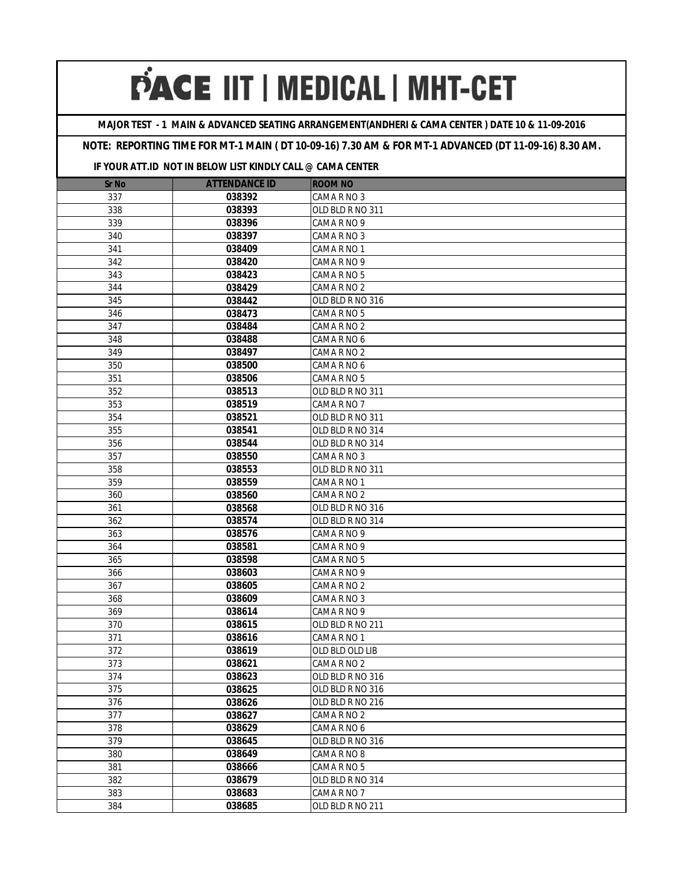# PACE IIT | MEDICAL | MHT-CET

**MAJOR TEST - 1 MAIN & ADVANCED SEATING ARRANGEMENT(ANDHERI & CAMA CENTER ) DATE 10 & 11-09-2016**

**NOTE: REPORTING TIME FOR MT-1 MAIN ( DT 10-09-16) 7.30 AM & FOR MT-1 ADVANCED (DT 11-09-16) 8.30 AM.**

**IF YOUR ATT.ID NOT IN BELOW LIST KINDLY CALL @ CAMA CENTER**

| Sr No | ATTENDANCE ID | ROOM NO |
|---|---|---|
| 337 | **038392** | CAMA R NO 3 |
| 338 | **038393** | OLD BLD R NO 311 |
| 339 | **038396** | CAMA R NO 9 |
| 340 | **038397** | CAMA R NO 3 |
| 341 | **038409** | CAMA R NO 1 |
| 342 | **038420** | CAMA R NO 9 |
| 343 | **038423** | CAMA R NO 5 |
| 344 | **038429** | CAMA R NO 2 |
| 345 | **038442** | OLD BLD R NO 316 |
| 346 | **038473** | CAMA R NO 5 |
| 347 | **038484** | CAMA R NO 2 |
| 348 | **038488** | CAMA R NO 6 |
| 349 | **038497** | CAMA R NO 2 |
| 350 | **038500** | CAMA R NO 6 |
| 351 | **038506** | CAMA R NO 5 |
| 352 | **038513** | OLD BLD R NO 311 |
| 353 | **038519** | CAMA R NO 7 |
| 354 | **038521** | OLD BLD R NO 311 |
| 355 | **038541** | OLD BLD R NO 314 |
| 356 | **038544** | OLD BLD R NO 314 |
| 357 | **038550** | CAMA R NO 3 |
| 358 | **038553** | OLD BLD R NO 311 |
| 359 | **038559** | CAMA R NO 1 |
| 360 | **038560** | CAMA R NO 2 |
| 361 | **038568** | OLD BLD R NO 316 |
| 362 | **038574** | OLD BLD R NO 314 |
| 363 | **038576** | CAMA R NO 9 |
| 364 | **038581** | CAMA R NO 9 |
| 365 | **038598** | CAMA R NO 5 |
| 366 | **038603** | CAMA R NO 9 |
| 367 | **038605** | CAMA R NO 2 |
| 368 | **038609** | CAMA R NO 3 |
| 369 | **038614** | CAMA R NO 9 |
| 370 | **038615** | OLD BLD R NO 211 |
| 371 | **038616** | CAMA R NO 1 |
| 372 | **038619** | OLD BLD OLD LIB |
| 373 | **038621** | CAMA R NO 2 |
| 374 | **038623** | OLD BLD R NO 316 |
| 375 | **038625** | OLD BLD R NO 316 |
| 376 | **038626** | OLD BLD R NO 216 |
| 377 | **038627** | CAMA R NO 2 |
| 378 | **038629** | CAMA R NO 6 |
| 379 | **038645** | OLD BLD R NO 316 |
| 380 | **038649** | CAMA R NO 8 |
| 381 | **038666** | CAMA R NO 5 |
| 382 | **038679** | OLD BLD R NO 314 |
| 383 | **038683** | CAMA R NO 7 |
| 384 | **038685** | OLD BLD R NO 211 |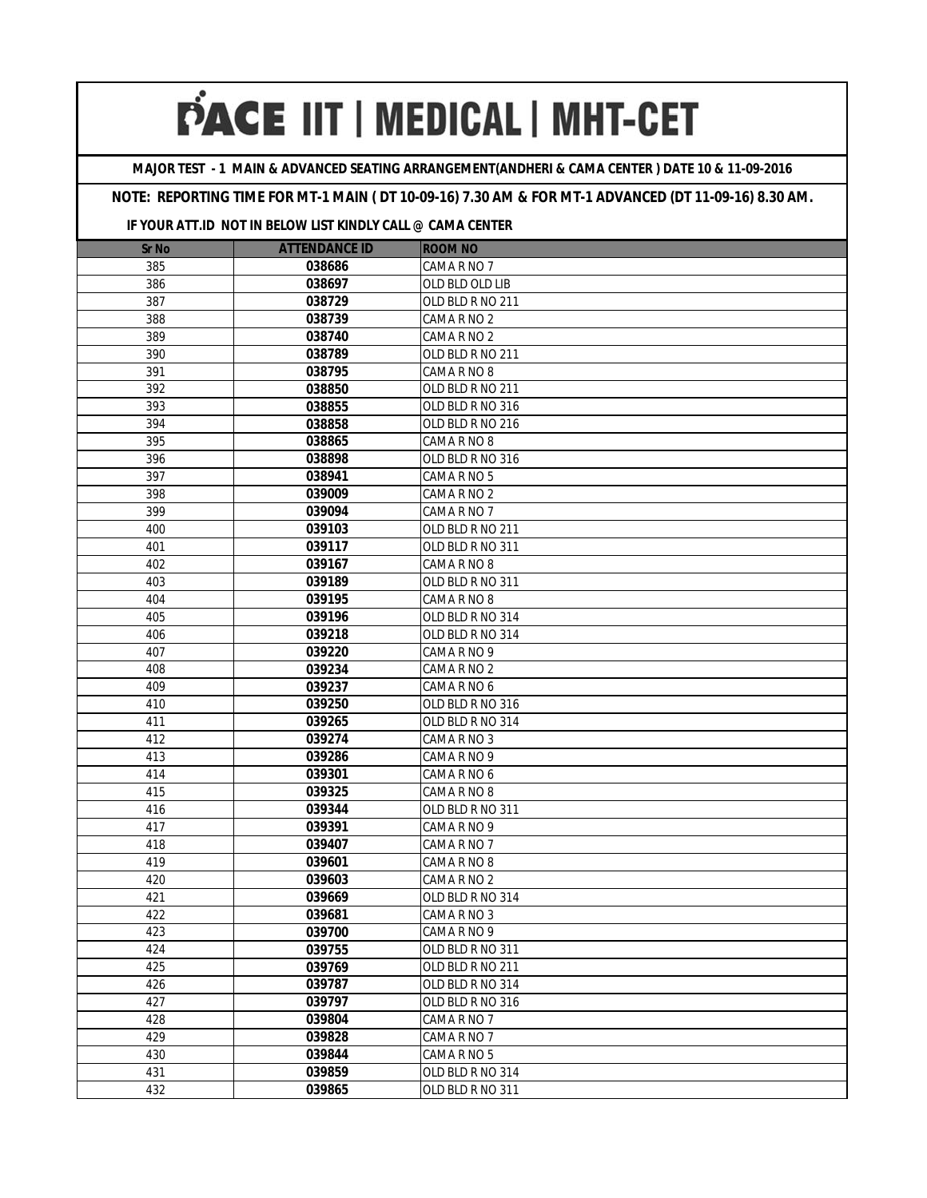# PACE IIT | MEDICAL | MHT-CET

**MAJOR TEST - 1 MAIN & ADVANCED SEATING ARRANGEMENT(ANDHERI & CAMA CENTER ) DATE 10 & 11-09-2016**

**NOTE: REPORTING TIME FOR MT-1 MAIN ( DT 10-09-16) 7.30 AM & FOR MT-1 ADVANCED (DT 11-09-16) 8.30 AM.**

**IF YOUR ATT.ID NOT IN BELOW LIST KINDLY CALL @ CAMA CENTER**

| Sr No | ATTENDANCE ID | ROOM NO |
|---|---|---|
| 385 | **038686** | CAMA R NO 7 |
| 386 | **038697** | OLD BLD OLD LIB |
| 387 | **038729** | OLD BLD R NO 211 |
| 388 | **038739** | CAMA R NO 2 |
| 389 | **038740** | CAMA R NO 2 |
| 390 | **038789** | OLD BLD R NO 211 |
| 391 | **038795** | CAMA R NO 8 |
| 392 | **038850** | OLD BLD R NO 211 |
| 393 | **038855** | OLD BLD R NO 316 |
| 394 | **038858** | OLD BLD R NO 216 |
| 395 | **038865** | CAMA R NO 8 |
| 396 | **038898** | OLD BLD R NO 316 |
| 397 | **038941** | CAMA R NO 5 |
| 398 | **039009** | CAMA R NO 2 |
| 399 | **039094** | CAMA R NO 7 |
| 400 | **039103** | OLD BLD R NO 211 |
| 401 | **039117** | OLD BLD R NO 311 |
| 402 | **039167** | CAMA R NO 8 |
| 403 | **039189** | OLD BLD R NO 311 |
| 404 | **039195** | CAMA R NO 8 |
| 405 | **039196** | OLD BLD R NO 314 |
| 406 | **039218** | OLD BLD R NO 314 |
| 407 | **039220** | CAMA R NO 9 |
| 408 | **039234** | CAMA R NO 2 |
| 409 | **039237** | CAMA R NO 6 |
| 410 | **039250** | OLD BLD R NO 316 |
| 411 | **039265** | OLD BLD R NO 314 |
| 412 | **039274** | CAMA R NO 3 |
| 413 | **039286** | CAMA R NO 9 |
| 414 | **039301** | CAMA R NO 6 |
| 415 | **039325** | CAMA R NO 8 |
| 416 | **039344** | OLD BLD R NO 311 |
| 417 | **039391** | CAMA R NO 9 |
| 418 | **039407** | CAMA R NO 7 |
| 419 | **039601** | CAMA R NO 8 |
| 420 | **039603** | CAMA R NO 2 |
| 421 | **039669** | OLD BLD R NO 314 |
| 422 | **039681** | CAMA R NO 3 |
| 423 | **039700** | CAMA R NO 9 |
| 424 | **039755** | OLD BLD R NO 311 |
| 425 | **039769** | OLD BLD R NO 211 |
| 426 | **039787** | OLD BLD R NO 314 |
| 427 | **039797** | OLD BLD R NO 316 |
| 428 | **039804** | CAMA R NO 7 |
| 429 | **039828** | CAMA R NO 7 |
| 430 | **039844** | CAMA R NO 5 |
| 431 | **039859** | OLD BLD R NO 314 |
| 432 | **039865** | OLD BLD R NO 311 |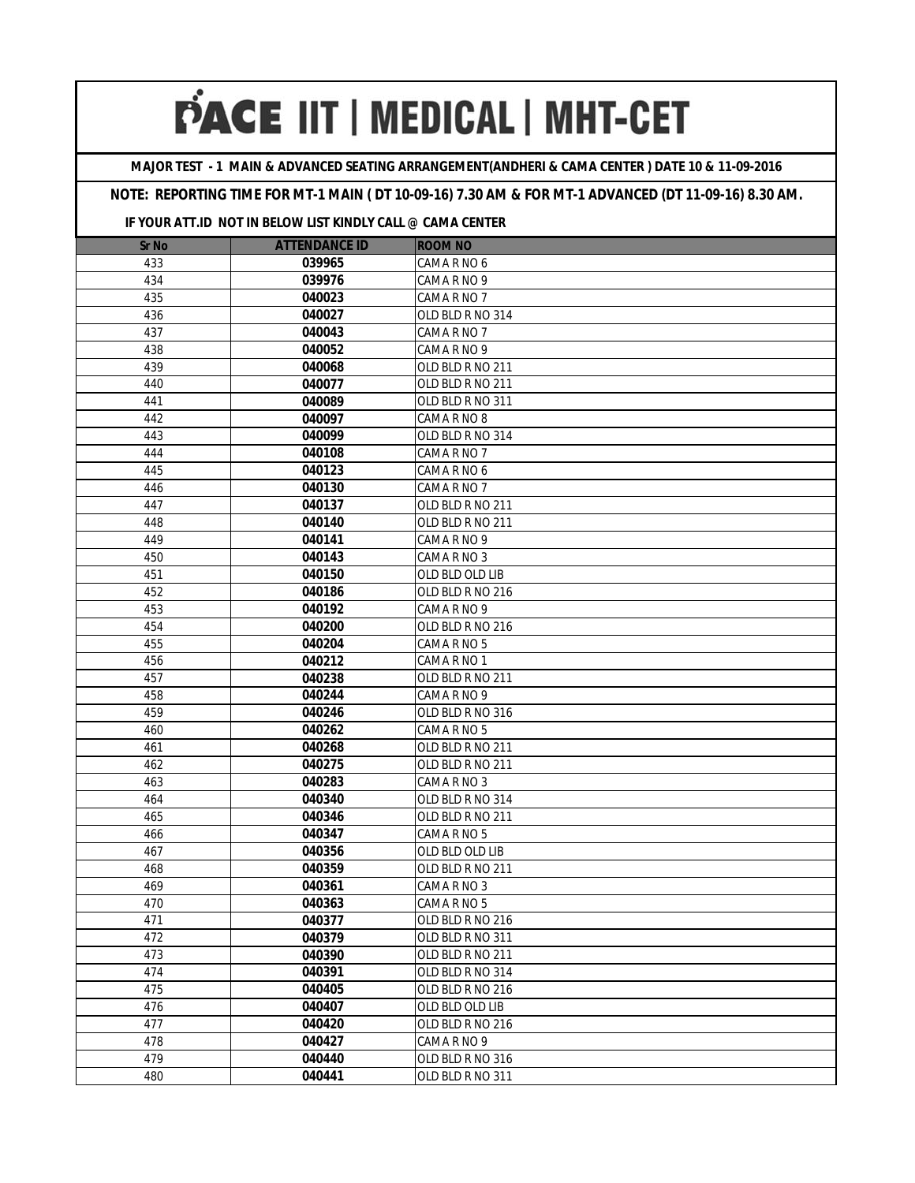# PACE IIT | MEDICAL | MHT-CET

**MAJOR TEST - 1 MAIN & ADVANCED SEATING ARRANGEMENT(ANDHERI & CAMA CENTER ) DATE 10 & 11-09-2016**

**NOTE: REPORTING TIME FOR MT-1 MAIN ( DT 10-09-16) 7.30 AM & FOR MT-1 ADVANCED (DT 11-09-16) 8.30 AM.**

**IF YOUR ATT.ID NOT IN BELOW LIST KINDLY CALL @ CAMA CENTER**

| Sr No | ATTENDANCE ID | ROOM NO |
|---|---|---|
| 433 | 039965 | CAMA R NO 6 |
| 434 | 039976 | CAMA R NO 9 |
| 435 | 040023 | CAMA R NO 7 |
| 436 | 040027 | OLD BLD R NO 314 |
| 437 | 040043 | CAMA R NO 7 |
| 438 | 040052 | CAMA R NO 9 |
| 439 | 040068 | OLD BLD R NO 211 |
| 440 | 040077 | OLD BLD R NO 211 |
| 441 | 040089 | OLD BLD R NO 311 |
| 442 | 040097 | CAMA R NO 8 |
| 443 | 040099 | OLD BLD R NO 314 |
| 444 | 040108 | CAMA R NO 7 |
| 445 | 040123 | CAMA R NO 6 |
| 446 | 040130 | CAMA R NO 7 |
| 447 | 040137 | OLD BLD R NO 211 |
| 448 | 040140 | OLD BLD R NO 211 |
| 449 | 040141 | CAMA R NO 9 |
| 450 | 040143 | CAMA R NO 3 |
| 451 | 040150 | OLD BLD OLD LIB |
| 452 | 040186 | OLD BLD R NO 216 |
| 453 | 040192 | CAMA R NO 9 |
| 454 | 040200 | OLD BLD R NO 216 |
| 455 | 040204 | CAMA R NO 5 |
| 456 | 040212 | CAMA R NO 1 |
| 457 | 040238 | OLD BLD R NO 211 |
| 458 | 040244 | CAMA R NO 9 |
| 459 | 040246 | OLD BLD R NO 316 |
| 460 | 040262 | CAMA R NO 5 |
| 461 | 040268 | OLD BLD R NO 211 |
| 462 | 040275 | OLD BLD R NO 211 |
| 463 | 040283 | CAMA R NO 3 |
| 464 | 040340 | OLD BLD R NO 314 |
| 465 | 040346 | OLD BLD R NO 211 |
| 466 | 040347 | CAMA R NO 5 |
| 467 | 040356 | OLD BLD OLD LIB |
| 468 | 040359 | OLD BLD R NO 211 |
| 469 | 040361 | CAMA R NO 3 |
| 470 | 040363 | CAMA R NO 5 |
| 471 | 040377 | OLD BLD R NO 216 |
| 472 | 040379 | OLD BLD R NO 311 |
| 473 | 040390 | OLD BLD R NO 211 |
| 474 | 040391 | OLD BLD R NO 314 |
| 475 | 040405 | OLD BLD R NO 216 |
| 476 | 040407 | OLD BLD OLD LIB |
| 477 | 040420 | OLD BLD R NO 216 |
| 478 | 040427 | CAMA R NO 9 |
| 479 | 040440 | OLD BLD R NO 316 |
| 480 | 040441 | OLD BLD R NO 311 |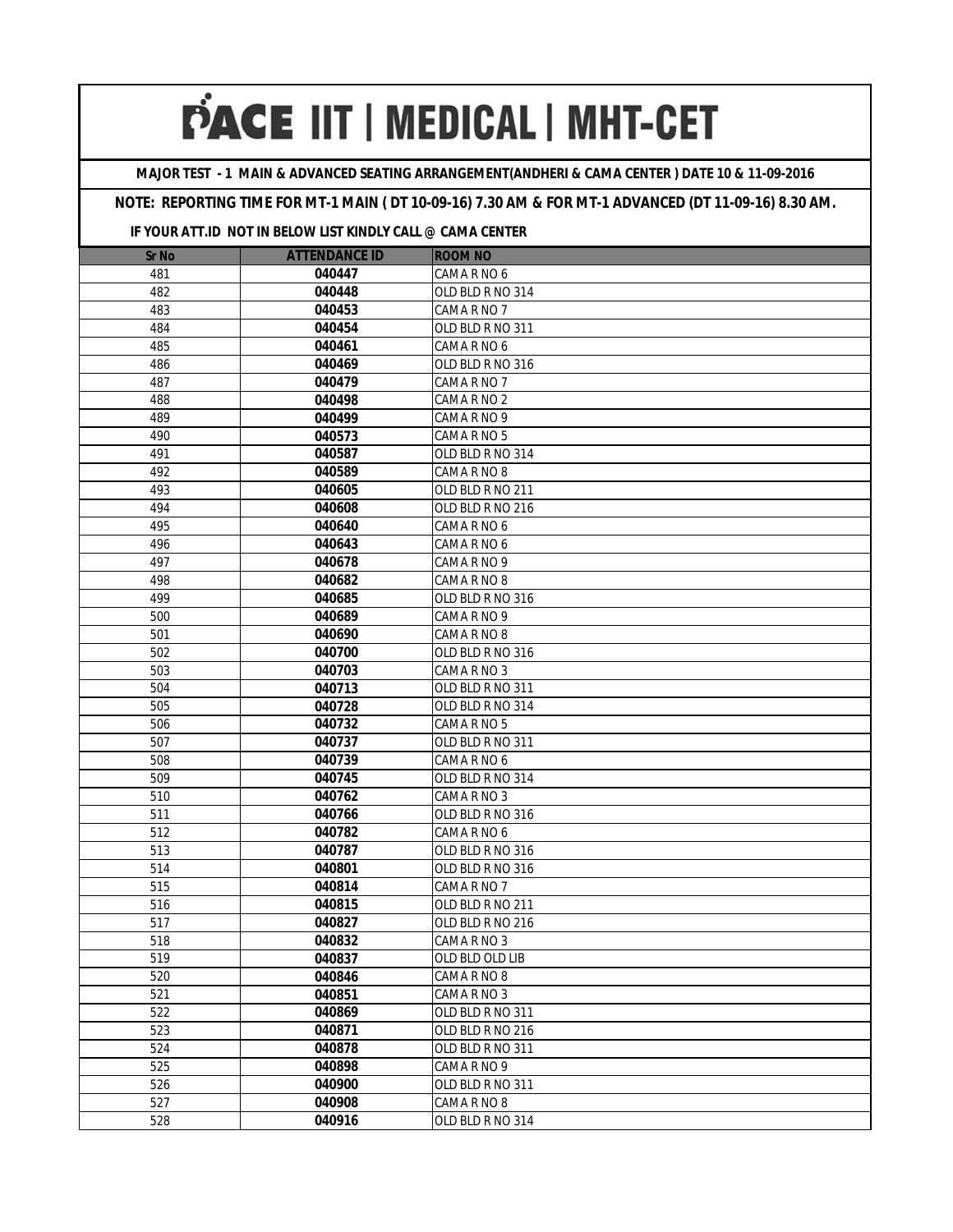# PACE IIT | MEDICAL | MHT-CET

**MAJOR TEST - 1 MAIN & ADVANCED SEATING ARRANGEMENT(ANDHERI & CAMA CENTER ) DATE 10 & 11-09-2016**

**NOTE: REPORTING TIME FOR MT-1 MAIN ( DT 10-09-16) 7.30 AM & FOR MT-1 ADVANCED (DT 11-09-16) 8.30 AM.**

**IF YOUR ATT.ID NOT IN BELOW LIST KINDLY CALL @ CAMA CENTER**

| Sr No | ATTENDANCE ID | ROOM NO |
|---|---|---|
| 481 | **040447** | CAMA R NO 6 |
| 482 | **040448** | OLD BLD R NO 314 |
| 483 | **040453** | CAMA R NO 7 |
| 484 | **040454** | OLD BLD R NO 311 |
| 485 | **040461** | CAMA R NO 6 |
| 486 | **040469** | OLD BLD R NO 316 |
| 487 | **040479** | CAMA R NO 7 |
| 488 | **040498** | CAMA R NO 2 |
| 489 | **040499** | CAMA R NO 9 |
| 490 | **040573** | CAMA R NO 5 |
| 491 | **040587** | OLD BLD R NO 314 |
| 492 | **040589** | CAMA R NO 8 |
| 493 | **040605** | OLD BLD R NO 211 |
| 494 | **040608** | OLD BLD R NO 216 |
| 495 | **040640** | CAMA R NO 6 |
| 496 | **040643** | CAMA R NO 6 |
| 497 | **040678** | CAMA R NO 9 |
| 498 | **040682** | CAMA R NO 8 |
| 499 | **040685** | OLD BLD R NO 316 |
| 500 | **040689** | CAMA R NO 9 |
| 501 | **040690** | CAMA R NO 8 |
| 502 | **040700** | OLD BLD R NO 316 |
| 503 | **040703** | CAMA R NO 3 |
| 504 | **040713** | OLD BLD R NO 311 |
| 505 | **040728** | OLD BLD R NO 314 |
| 506 | **040732** | CAMA R NO 5 |
| 507 | **040737** | OLD BLD R NO 311 |
| 508 | **040739** | CAMA R NO 6 |
| 509 | **040745** | OLD BLD R NO 314 |
| 510 | **040762** | CAMA R NO 3 |
| 511 | **040766** | OLD BLD R NO 316 |
| 512 | **040782** | CAMA R NO 6 |
| 513 | **040787** | OLD BLD R NO 316 |
| 514 | **040801** | OLD BLD R NO 316 |
| 515 | **040814** | CAMA R NO 7 |
| 516 | **040815** | OLD BLD R NO 211 |
| 517 | **040827** | OLD BLD R NO 216 |
| 518 | **040832** | CAMA R NO 3 |
| 519 | **040837** | OLD BLD OLD LIB |
| 520 | **040846** | CAMA R NO 8 |
| 521 | **040851** | CAMA R NO 3 |
| 522 | **040869** | OLD BLD R NO 311 |
| 523 | **040871** | OLD BLD R NO 216 |
| 524 | **040878** | OLD BLD R NO 311 |
| 525 | **040898** | CAMA R NO 9 |
| 526 | **040900** | OLD BLD R NO 311 |
| 527 | **040908** | CAMA R NO 8 |
| 528 | **040916** | OLD BLD R NO 314 |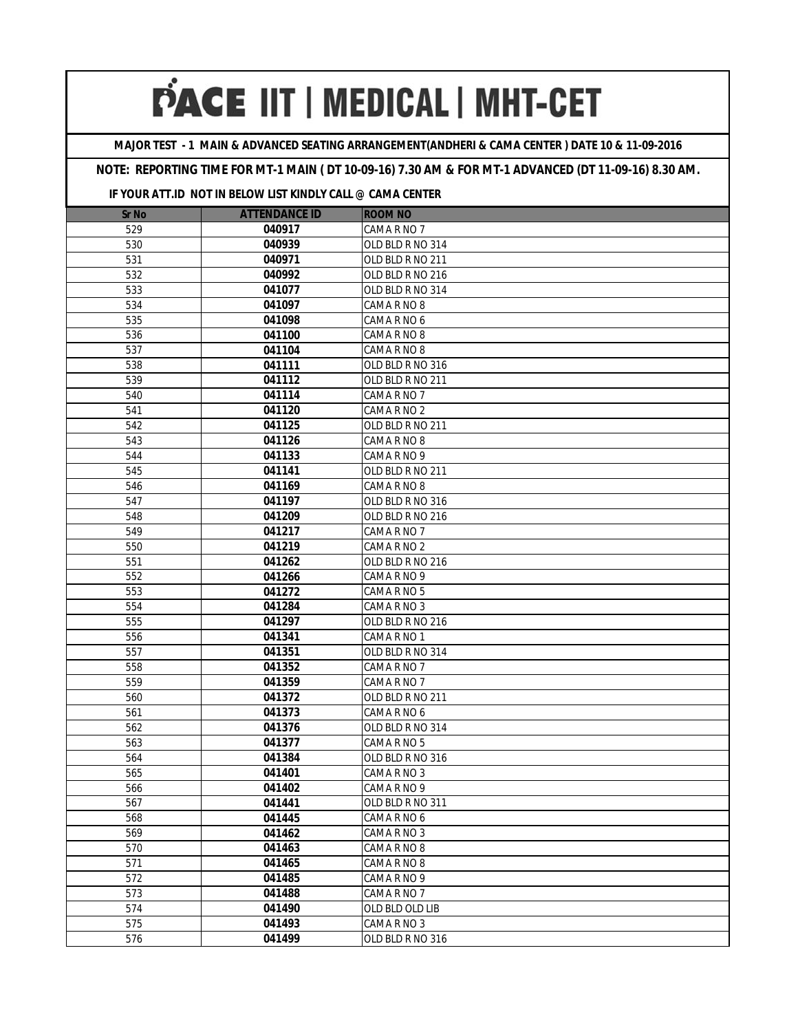# PACE IIT | MEDICAL | MHT-CET

**MAJOR TEST - 1 MAIN & ADVANCED SEATING ARRANGEMENT(ANDHERI & CAMA CENTER ) DATE 10 & 11-09-2016**

**NOTE: REPORTING TIME FOR MT-1 MAIN ( DT 10-09-16) 7.30 AM & FOR MT-1 ADVANCED (DT 11-09-16) 8.30 AM.**

**IF YOUR ATT.ID NOT IN BELOW LIST KINDLY CALL @ CAMA CENTER**

| Sr No | ATTENDANCE ID | ROOM NO |
|---|---|---|
| 529 | **040917** | CAMA R NO 7 |
| 530 | **040939** | OLD BLD R NO 314 |
| 531 | **040971** | OLD BLD R NO 211 |
| 532 | **040992** | OLD BLD R NO 216 |
| 533 | **041077** | OLD BLD R NO 314 |
| 534 | **041097** | CAMA R NO 8 |
| 535 | **041098** | CAMA R NO 6 |
| 536 | **041100** | CAMA R NO 8 |
| 537 | **041104** | CAMA R NO 8 |
| 538 | **041111** | OLD BLD R NO 316 |
| 539 | **041112** | OLD BLD R NO 211 |
| 540 | **041114** | CAMA R NO 7 |
| 541 | **041120** | CAMA R NO 2 |
| 542 | **041125** | OLD BLD R NO 211 |
| 543 | **041126** | CAMA R NO 8 |
| 544 | **041133** | CAMA R NO 9 |
| 545 | **041141** | OLD BLD R NO 211 |
| 546 | **041169** | CAMA R NO 8 |
| 547 | **041197** | OLD BLD R NO 316 |
| 548 | **041209** | OLD BLD R NO 216 |
| 549 | **041217** | CAMA R NO 7 |
| 550 | **041219** | CAMA R NO 2 |
| 551 | **041262** | OLD BLD R NO 216 |
| 552 | **041266** | CAMA R NO 9 |
| 553 | **041272** | CAMA R NO 5 |
| 554 | **041284** | CAMA R NO 3 |
| 555 | **041297** | OLD BLD R NO 216 |
| 556 | **041341** | CAMA R NO 1 |
| 557 | **041351** | OLD BLD R NO 314 |
| 558 | **041352** | CAMA R NO 7 |
| 559 | **041359** | CAMA R NO 7 |
| 560 | **041372** | OLD BLD R NO 211 |
| 561 | **041373** | CAMA R NO 6 |
| 562 | **041376** | OLD BLD R NO 314 |
| 563 | **041377** | CAMA R NO 5 |
| 564 | **041384** | OLD BLD R NO 316 |
| 565 | **041401** | CAMA R NO 3 |
| 566 | **041402** | CAMA R NO 9 |
| 567 | **041441** | OLD BLD R NO 311 |
| 568 | **041445** | CAMA R NO 6 |
| 569 | **041462** | CAMA R NO 3 |
| 570 | **041463** | CAMA R NO 8 |
| 571 | **041465** | CAMA R NO 8 |
| 572 | **041485** | CAMA R NO 9 |
| 573 | **041488** | CAMA R NO 7 |
| 574 | **041490** | OLD BLD OLD LIB |
| 575 | **041493** | CAMA R NO 3 |
| 576 | **041499** | OLD BLD R NO 316 |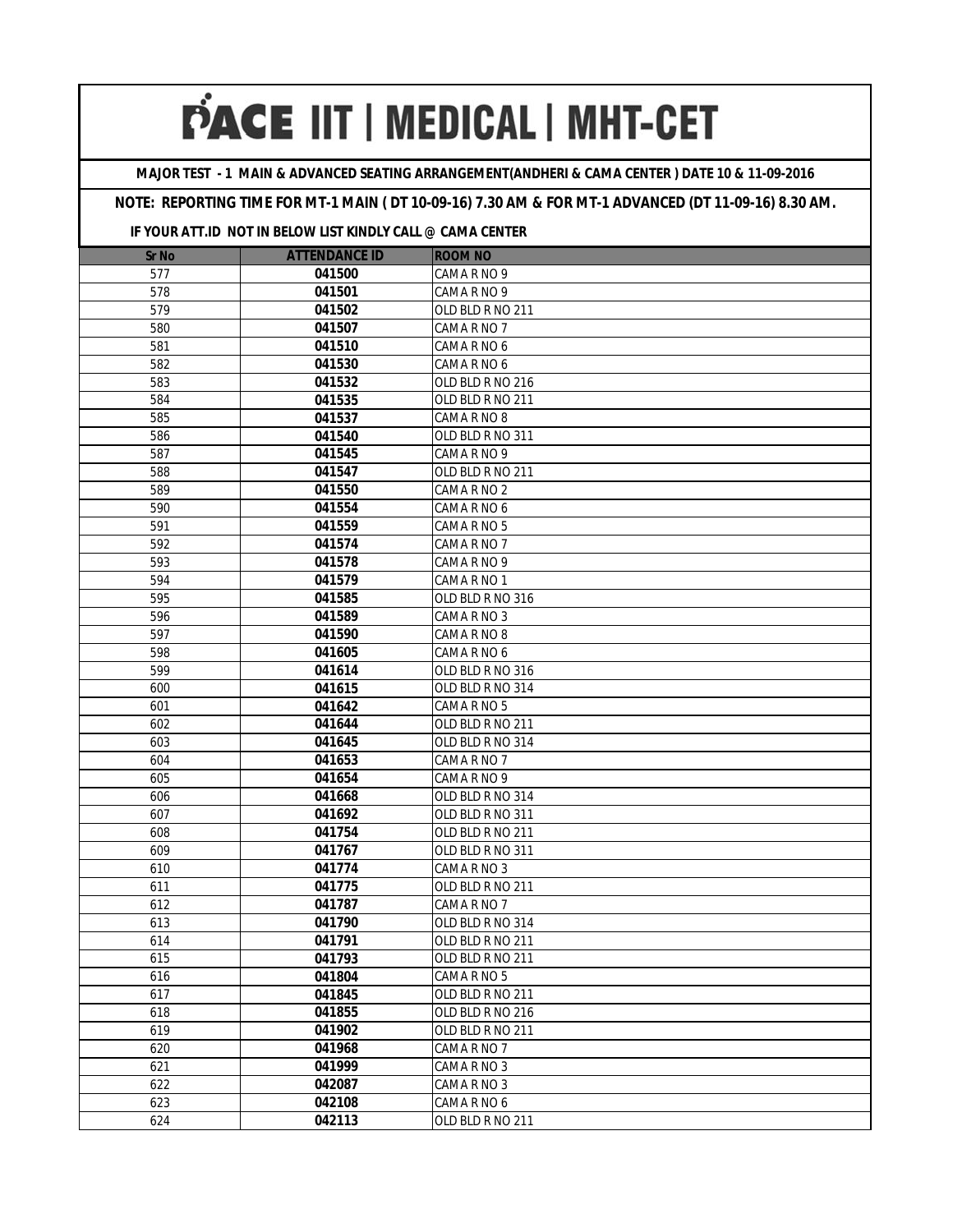# PACE IIT | MEDICAL | MHT-CET

**MAJOR TEST - 1 MAIN & ADVANCED SEATING ARRANGEMENT(ANDHERI & CAMA CENTER ) DATE 10 & 11-09-2016**

**NOTE: REPORTING TIME FOR MT-1 MAIN ( DT 10-09-16) 7.30 AM & FOR MT-1 ADVANCED (DT 11-09-16) 8.30 AM.**

**IF YOUR ATT.ID NOT IN BELOW LIST KINDLY CALL @ CAMA CENTER**

| Sr No | ATTENDANCE ID | ROOM NO |
|---|---|---|
| 577 | 041500 | CAMA R NO 9 |
| 578 | 041501 | CAMA R NO 9 |
| 579 | 041502 | OLD BLD R NO 211 |
| 580 | 041507 | CAMA R NO 7 |
| 581 | 041510 | CAMA R NO 6 |
| 582 | 041530 | CAMA R NO 6 |
| 583 | 041532 | OLD BLD R NO 216 |
| 584 | 041535 | OLD BLD R NO 211 |
| 585 | 041537 | CAMA R NO 8 |
| 586 | 041540 | OLD BLD R NO 311 |
| 587 | 041545 | CAMA R NO 9 |
| 588 | 041547 | OLD BLD R NO 211 |
| 589 | 041550 | CAMA R NO 2 |
| 590 | 041554 | CAMA R NO 6 |
| 591 | 041559 | CAMA R NO 5 |
| 592 | 041574 | CAMA R NO 7 |
| 593 | 041578 | CAMA R NO 9 |
| 594 | 041579 | CAMA R NO 1 |
| 595 | 041585 | OLD BLD R NO 316 |
| 596 | 041589 | CAMA R NO 3 |
| 597 | 041590 | CAMA R NO 8 |
| 598 | 041605 | CAMA R NO 6 |
| 599 | 041614 | OLD BLD R NO 316 |
| 600 | 041615 | OLD BLD R NO 314 |
| 601 | 041642 | CAMA R NO 5 |
| 602 | 041644 | OLD BLD R NO 211 |
| 603 | 041645 | OLD BLD R NO 314 |
| 604 | 041653 | CAMA R NO 7 |
| 605 | 041654 | CAMA R NO 9 |
| 606 | 041668 | OLD BLD R NO 314 |
| 607 | 041692 | OLD BLD R NO 311 |
| 608 | 041754 | OLD BLD R NO 211 |
| 609 | 041767 | OLD BLD R NO 311 |
| 610 | 041774 | CAMA R NO 3 |
| 611 | 041775 | OLD BLD R NO 211 |
| 612 | 041787 | CAMA R NO 7 |
| 613 | 041790 | OLD BLD R NO 314 |
| 614 | 041791 | OLD BLD R NO 211 |
| 615 | 041793 | OLD BLD R NO 211 |
| 616 | 041804 | CAMA R NO 5 |
| 617 | 041845 | OLD BLD R NO 211 |
| 618 | 041855 | OLD BLD R NO 216 |
| 619 | 041902 | OLD BLD R NO 211 |
| 620 | 041968 | CAMA R NO 7 |
| 621 | 041999 | CAMA R NO 3 |
| 622 | 042087 | CAMA R NO 3 |
| 623 | 042108 | CAMA R NO 6 |
| 624 | 042113 | OLD BLD R NO 211 |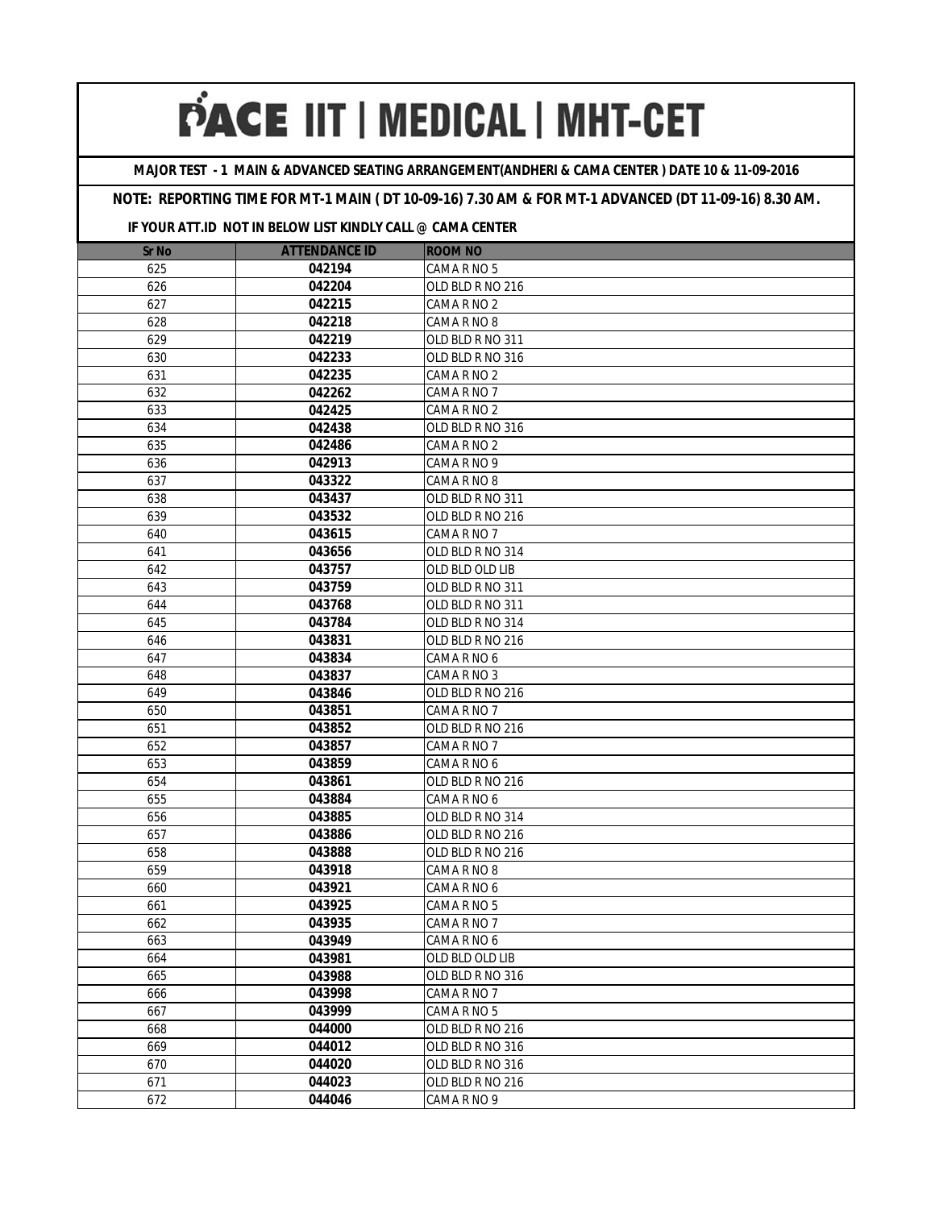# PACE IIT | MEDICAL | MHT-CET

**MAJOR TEST - 1 MAIN & ADVANCED SEATING ARRANGEMENT(ANDHERI & CAMA CENTER ) DATE 10 & 11-09-2016**

**NOTE: REPORTING TIME FOR MT-1 MAIN ( DT 10-09-16) 7.30 AM & FOR MT-1 ADVANCED (DT 11-09-16) 8.30 AM.**

**IF YOUR ATT.ID NOT IN BELOW LIST KINDLY CALL @ CAMA CENTER**

| Sr No | ATTENDANCE ID | ROOM NO |
|---|---|---|
| 625 | 042194 | CAMA R NO 5 |
| 626 | 042204 | OLD BLD R NO 216 |
| 627 | 042215 | CAMA R NO 2 |
| 628 | 042218 | CAMA R NO 8 |
| 629 | 042219 | OLD BLD R NO 311 |
| 630 | 042233 | OLD BLD R NO 316 |
| 631 | 042235 | CAMA R NO 2 |
| 632 | 042262 | CAMA R NO 7 |
| 633 | 042425 | CAMA R NO 2 |
| 634 | 042438 | OLD BLD R NO 316 |
| 635 | 042486 | CAMA R NO 2 |
| 636 | 042913 | CAMA R NO 9 |
| 637 | 043322 | CAMA R NO 8 |
| 638 | 043437 | OLD BLD R NO 311 |
| 639 | 043532 | OLD BLD R NO 216 |
| 640 | 043615 | CAMA R NO 7 |
| 641 | 043656 | OLD BLD R NO 314 |
| 642 | 043757 | OLD BLD OLD LIB |
| 643 | 043759 | OLD BLD R NO 311 |
| 644 | 043768 | OLD BLD R NO 311 |
| 645 | 043784 | OLD BLD R NO 314 |
| 646 | 043831 | OLD BLD R NO 216 |
| 647 | 043834 | CAMA R NO 6 |
| 648 | 043837 | CAMA R NO 3 |
| 649 | 043846 | OLD BLD R NO 216 |
| 650 | 043851 | CAMA R NO 7 |
| 651 | 043852 | OLD BLD R NO 216 |
| 652 | 043857 | CAMA R NO 7 |
| 653 | 043859 | CAMA R NO 6 |
| 654 | 043861 | OLD BLD R NO 216 |
| 655 | 043884 | CAMA R NO 6 |
| 656 | 043885 | OLD BLD R NO 314 |
| 657 | 043886 | OLD BLD R NO 216 |
| 658 | 043888 | OLD BLD R NO 216 |
| 659 | 043918 | CAMA R NO 8 |
| 660 | 043921 | CAMA R NO 6 |
| 661 | 043925 | CAMA R NO 5 |
| 662 | 043935 | CAMA R NO 7 |
| 663 | 043949 | CAMA R NO 6 |
| 664 | 043981 | OLD BLD OLD LIB |
| 665 | 043988 | OLD BLD R NO 316 |
| 666 | 043998 | CAMA R NO 7 |
| 667 | 043999 | CAMA R NO 5 |
| 668 | 044000 | OLD BLD R NO 216 |
| 669 | 044012 | OLD BLD R NO 316 |
| 670 | 044020 | OLD BLD R NO 316 |
| 671 | 044023 | OLD BLD R NO 216 |
| 672 | 044046 | CAMA R NO 9 |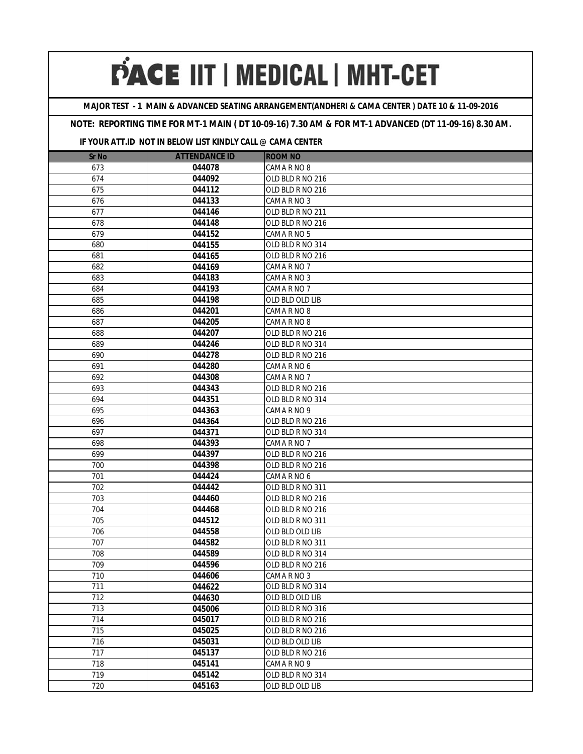# PACE IIT | MEDICAL | MHT-CET

**MAJOR TEST - 1 MAIN & ADVANCED SEATING ARRANGEMENT(ANDHERI & CAMA CENTER ) DATE 10 & 11-09-2016**

**NOTE: REPORTING TIME FOR MT-1 MAIN ( DT 10-09-16) 7.30 AM & FOR MT-1 ADVANCED (DT 11-09-16) 8.30 AM.**

**IF YOUR ATT.ID NOT IN BELOW LIST KINDLY CALL @ CAMA CENTER**

| Sr No | ATTENDANCE ID | ROOM NO |
|---|---|---|
| 673 | 044078 | CAMA R NO 8 |
| 674 | 044092 | OLD BLD R NO 216 |
| 675 | 044112 | OLD BLD R NO 216 |
| 676 | 044133 | CAMA R NO 3 |
| 677 | 044146 | OLD BLD R NO 211 |
| 678 | 044148 | OLD BLD R NO 216 |
| 679 | 044152 | CAMA R NO 5 |
| 680 | 044155 | OLD BLD R NO 314 |
| 681 | 044165 | OLD BLD R NO 216 |
| 682 | 044169 | CAMA R NO 7 |
| 683 | 044183 | CAMA R NO 3 |
| 684 | 044193 | CAMA R NO 7 |
| 685 | 044198 | OLD BLD OLD LIB |
| 686 | 044201 | CAMA R NO 8 |
| 687 | 044205 | CAMA R NO 8 |
| 688 | 044207 | OLD BLD R NO 216 |
| 689 | 044246 | OLD BLD R NO 314 |
| 690 | 044278 | OLD BLD R NO 216 |
| 691 | 044280 | CAMA R NO 6 |
| 692 | 044308 | CAMA R NO 7 |
| 693 | 044343 | OLD BLD R NO 216 |
| 694 | 044351 | OLD BLD R NO 314 |
| 695 | 044363 | CAMA R NO 9 |
| 696 | 044364 | OLD BLD R NO 216 |
| 697 | 044371 | OLD BLD R NO 314 |
| 698 | 044393 | CAMA R NO 7 |
| 699 | 044397 | OLD BLD R NO 216 |
| 700 | 044398 | OLD BLD R NO 216 |
| 701 | 044424 | CAMA R NO 6 |
| 702 | 044442 | OLD BLD R NO 311 |
| 703 | 044460 | OLD BLD R NO 216 |
| 704 | 044468 | OLD BLD R NO 216 |
| 705 | 044512 | OLD BLD R NO 311 |
| 706 | 044558 | OLD BLD OLD LIB |
| 707 | 044582 | OLD BLD R NO 311 |
| 708 | 044589 | OLD BLD R NO 314 |
| 709 | 044596 | OLD BLD R NO 216 |
| 710 | 044606 | CAMA R NO 3 |
| 711 | 044622 | OLD BLD R NO 314 |
| 712 | 044630 | OLD BLD OLD LIB |
| 713 | 045006 | OLD BLD R NO 316 |
| 714 | 045017 | OLD BLD R NO 216 |
| 715 | 045025 | OLD BLD R NO 216 |
| 716 | 045031 | OLD BLD OLD LIB |
| 717 | 045137 | OLD BLD R NO 216 |
| 718 | 045141 | CAMA R NO 9 |
| 719 | 045142 | OLD BLD R NO 314 |
| 720 | 045163 | OLD BLD OLD LIB |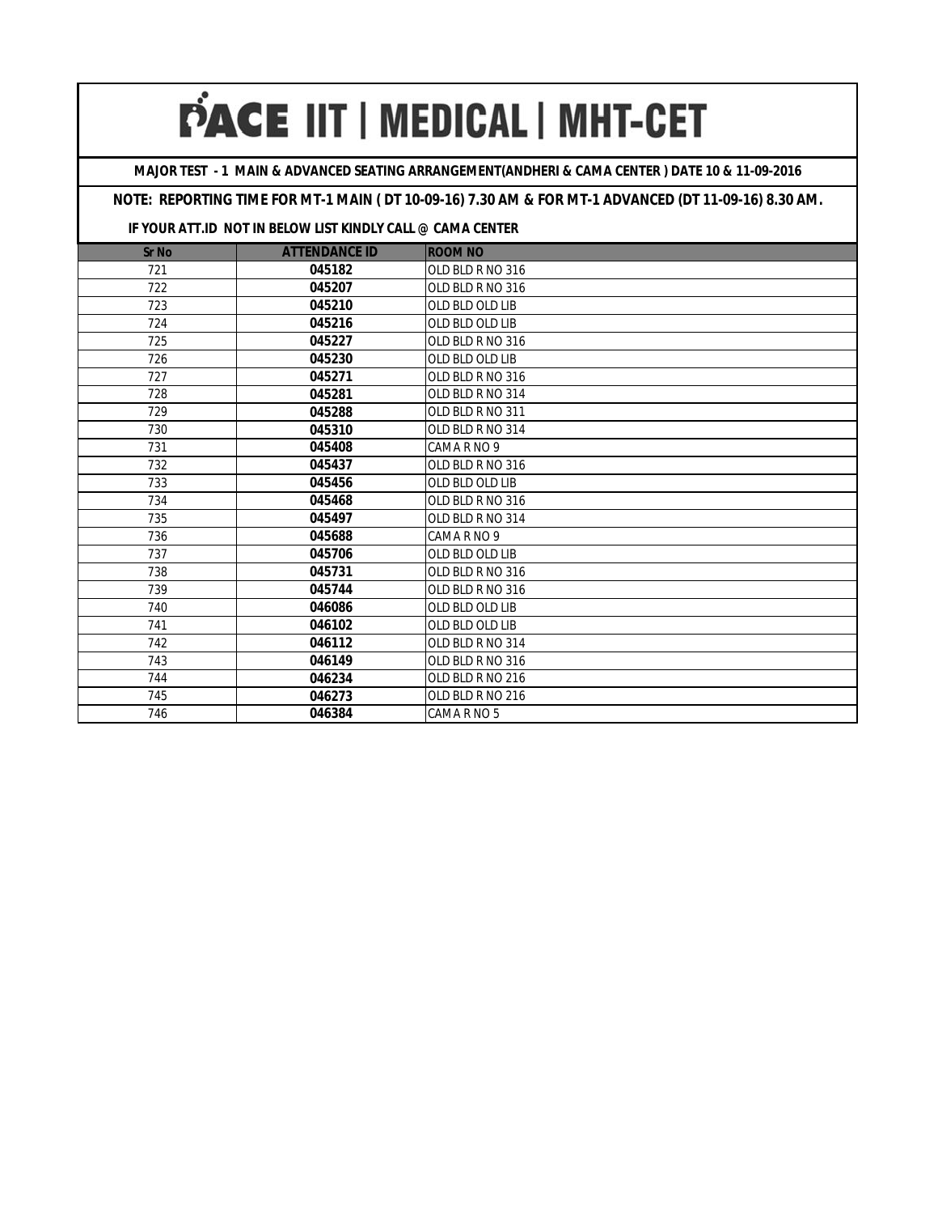# PACE IIT | MEDICAL | MHT-CET

**MAJOR TEST - 1 MAIN & ADVANCED SEATING ARRANGEMENT(ANDHERI & CAMA CENTER ) DATE 10 & 11-09-2016**

**NOTE: REPORTING TIME FOR MT-1 MAIN ( DT 10-09-16) 7.30 AM & FOR MT-1 ADVANCED (DT 11-09-16) 8.30 AM.**

**IF YOUR ATT.ID NOT IN BELOW LIST KINDLY CALL @ CAMA CENTER**

| Sr No | ATTENDANCE ID | ROOM NO |
|---|---|---|
| 721 | **045182** | OLD BLD R NO 316 |
| 722 | **045207** | OLD BLD R NO 316 |
| 723 | **045210** | OLD BLD OLD LIB |
| 724 | **045216** | OLD BLD OLD LIB |
| 725 | **045227** | OLD BLD R NO 316 |
| 726 | **045230** | OLD BLD OLD LIB |
| 727 | **045271** | OLD BLD R NO 316 |
| 728 | **045281** | OLD BLD R NO 314 |
| 729 | **045288** | OLD BLD R NO 311 |
| 730 | **045310** | OLD BLD R NO 314 |
| 731 | **045408** | CAMA R NO 9 |
| 732 | **045437** | OLD BLD R NO 316 |
| 733 | **045456** | OLD BLD OLD LIB |
| 734 | **045468** | OLD BLD R NO 316 |
| 735 | **045497** | OLD BLD R NO 314 |
| 736 | **045688** | CAMA R NO 9 |
| 737 | **045706** | OLD BLD OLD LIB |
| 738 | **045731** | OLD BLD R NO 316 |
| 739 | **045744** | OLD BLD R NO 316 |
| 740 | **046086** | OLD BLD OLD LIB |
| 741 | **046102** | OLD BLD OLD LIB |
| 742 | **046112** | OLD BLD R NO 314 |
| 743 | **046149** | OLD BLD R NO 316 |
| 744 | **046234** | OLD BLD R NO 216 |
| 745 | **046273** | OLD BLD R NO 216 |
| 746 | **046384** | CAMA R NO 5 |